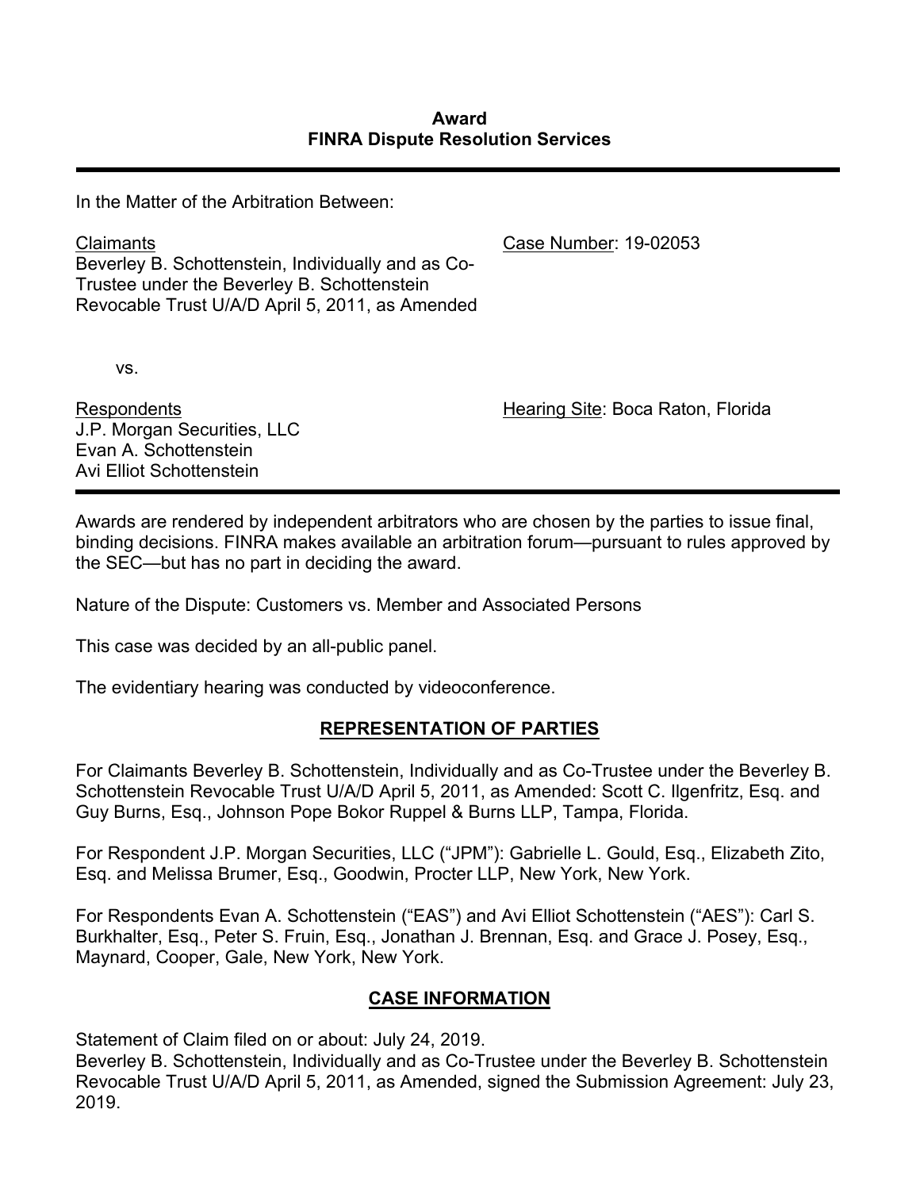**Award**
**FINRA Dispute Resolution Services**

---

In the Matter of the Arbitration Between:

Claimants
Beverley B. Schottenstein, Individually and as Co-Trustee under the Beverley B. Schottenstein Revocable Trust U/A/D April 5, 2011, as Amended

Case Number: 19-02053

vs.

Respondents
J.P. Morgan Securities, LLC
Evan A. Schottenstein
Avi Elliot Schottenstein

Hearing Site: Boca Raton, Florida

---

Awards are rendered by independent arbitrators who are chosen by the parties to issue final, binding decisions. FINRA makes available an arbitration forum—pursuant to rules approved by the SEC—but has no part in deciding the award.

Nature of the Dispute: Customers vs. Member and Associated Persons

This case was decided by an all-public panel.

The evidentiary hearing was conducted by videoconference.

## REPRESENTATION OF PARTIES

For Claimants Beverley B. Schottenstein, Individually and as Co-Trustee under the Beverley B. Schottenstein Revocable Trust U/A/D April 5, 2011, as Amended: Scott C. Ilgenfritz, Esq. and Guy Burns, Esq., Johnson Pope Bokor Ruppel & Burns LLP, Tampa, Florida.

For Respondent J.P. Morgan Securities, LLC ("JPM"): Gabrielle L. Gould, Esq., Elizabeth Zito, Esq. and Melissa Brumer, Esq., Goodwin, Procter LLP, New York, New York.

For Respondents Evan A. Schottenstein ("EAS") and Avi Elliot Schottenstein ("AES"): Carl S. Burkhalter, Esq., Peter S. Fruin, Esq., Jonathan J. Brennan, Esq. and Grace J. Posey, Esq., Maynard, Cooper, Gale, New York, New York.

## CASE INFORMATION

Statement of Claim filed on or about: July 24, 2019.
Beverley B. Schottenstein, Individually and as Co-Trustee under the Beverley B. Schottenstein Revocable Trust U/A/D April 5, 2011, as Amended, signed the Submission Agreement: July 23, 2019.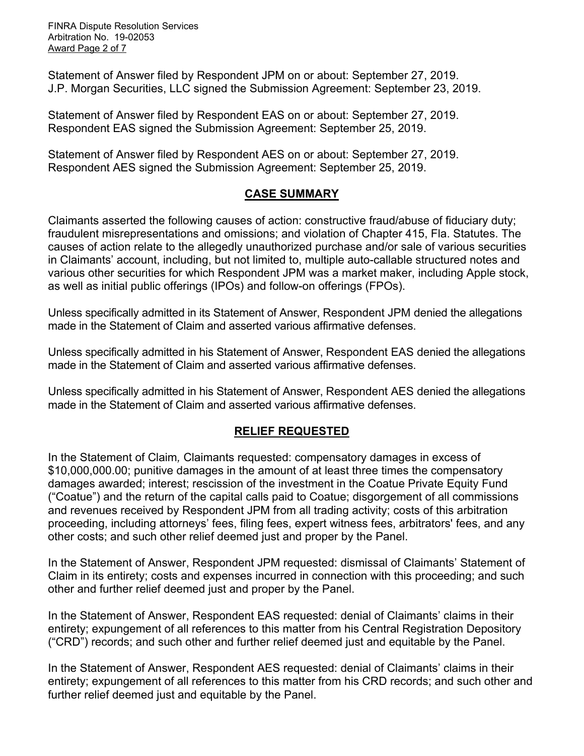Statement of Answer filed by Respondent JPM on or about: September 27, 2019.
J.P. Morgan Securities, LLC signed the Submission Agreement: September 23, 2019.

Statement of Answer filed by Respondent EAS on or about: September 27, 2019.
Respondent EAS signed the Submission Agreement: September 25, 2019.

Statement of Answer filed by Respondent AES on or about: September 27, 2019.
Respondent AES signed the Submission Agreement: September 25, 2019.

## CASE SUMMARY

Claimants asserted the following causes of action: constructive fraud/abuse of fiduciary duty; fraudulent misrepresentations and omissions; and violation of Chapter 415, Fla. Statutes. The causes of action relate to the allegedly unauthorized purchase and/or sale of various securities in Claimants' account, including, but not limited to, multiple auto-callable structured notes and various other securities for which Respondent JPM was a market maker, including Apple stock, as well as initial public offerings (IPOs) and follow-on offerings (FPOs).

Unless specifically admitted in its Statement of Answer, Respondent JPM denied the allegations made in the Statement of Claim and asserted various affirmative defenses.

Unless specifically admitted in his Statement of Answer, Respondent EAS denied the allegations made in the Statement of Claim and asserted various affirmative defenses.

Unless specifically admitted in his Statement of Answer, Respondent AES denied the allegations made in the Statement of Claim and asserted various affirmative defenses.

## RELIEF REQUESTED

In the Statement of Claim*,* Claimants requested: compensatory damages in excess of $10,000,000.00; punitive damages in the amount of at least three times the compensatory damages awarded; interest; rescission of the investment in the Coatue Private Equity Fund ("Coatue") and the return of the capital calls paid to Coatue; disgorgement of all commissions and revenues received by Respondent JPM from all trading activity; costs of this arbitration proceeding, including attorneys' fees, filing fees, expert witness fees, arbitrators' fees, and any other costs; and such other relief deemed just and proper by the Panel.

In the Statement of Answer, Respondent JPM requested: dismissal of Claimants' Statement of Claim in its entirety; costs and expenses incurred in connection with this proceeding; and such other and further relief deemed just and proper by the Panel.

In the Statement of Answer, Respondent EAS requested: denial of Claimants' claims in their entirety; expungement of all references to this matter from his Central Registration Depository ("CRD") records; and such other and further relief deemed just and equitable by the Panel.

In the Statement of Answer, Respondent AES requested: denial of Claimants' claims in their entirety; expungement of all references to this matter from his CRD records; and such other and further relief deemed just and equitable by the Panel.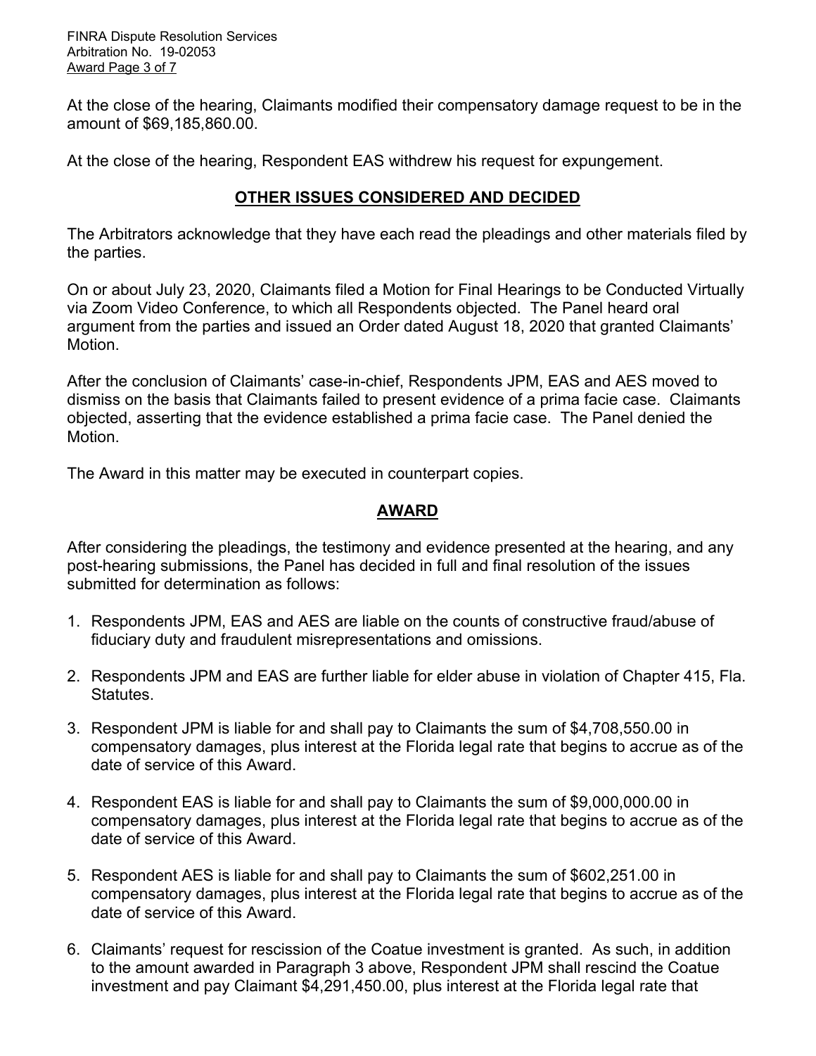At the close of the hearing, Claimants modified their compensatory damage request to be in the amount of $69,185,860.00.

At the close of the hearing, Respondent EAS withdrew his request for expungement.

## **OTHER ISSUES CONSIDERED AND DECIDED**

The Arbitrators acknowledge that they have each read the pleadings and other materials filed by the parties.

On or about July 23, 2020, Claimants filed a Motion for Final Hearings to be Conducted Virtually via Zoom Video Conference, to which all Respondents objected. The Panel heard oral argument from the parties and issued an Order dated August 18, 2020 that granted Claimants' Motion.

After the conclusion of Claimants' case-in-chief, Respondents JPM, EAS and AES moved to dismiss on the basis that Claimants failed to present evidence of a prima facie case. Claimants objected, asserting that the evidence established a prima facie case. The Panel denied the Motion.

The Award in this matter may be executed in counterpart copies.

## **AWARD**

After considering the pleadings, the testimony and evidence presented at the hearing, and any post-hearing submissions, the Panel has decided in full and final resolution of the issues submitted for determination as follows:

1. Respondents JPM, EAS and AES are liable on the counts of constructive fraud/abuse of fiduciary duty and fraudulent misrepresentations and omissions.

2. Respondents JPM and EAS are further liable for elder abuse in violation of Chapter 415, Fla. Statutes.

3. Respondent JPM is liable for and shall pay to Claimants the sum of $4,708,550.00 in compensatory damages, plus interest at the Florida legal rate that begins to accrue as of the date of service of this Award.

4. Respondent EAS is liable for and shall pay to Claimants the sum of $9,000,000.00 in compensatory damages, plus interest at the Florida legal rate that begins to accrue as of the date of service of this Award.

5. Respondent AES is liable for and shall pay to Claimants the sum of $602,251.00 in compensatory damages, plus interest at the Florida legal rate that begins to accrue as of the date of service of this Award.

6. Claimants' request for rescission of the Coatue investment is granted. As such, in addition to the amount awarded in Paragraph 3 above, Respondent JPM shall rescind the Coatue investment and pay Claimant $4,291,450.00, plus interest at the Florida legal rate that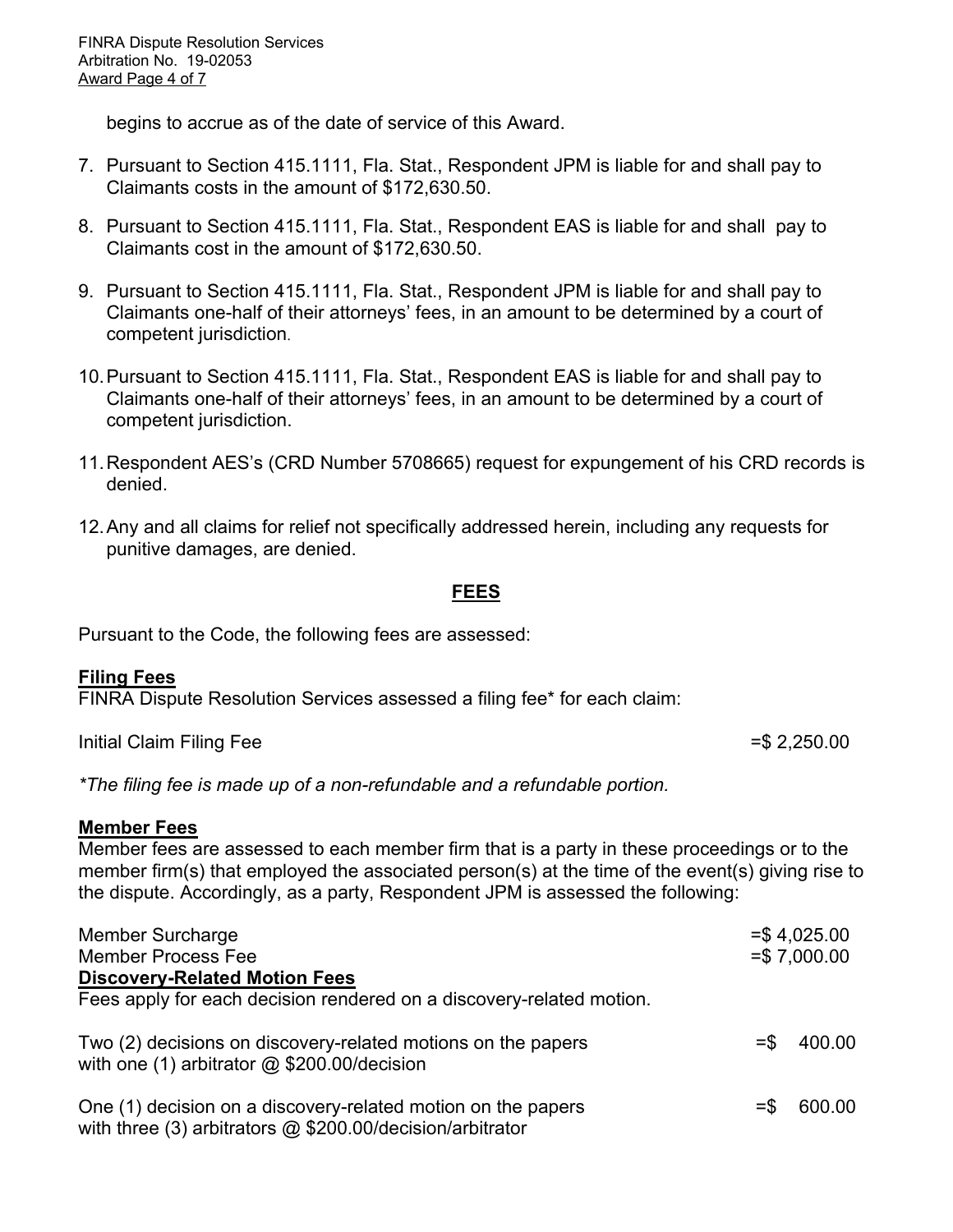begins to accrue as of the date of service of this Award.

7. Pursuant to Section 415.1111, Fla. Stat., Respondent JPM is liable for and shall pay to Claimants costs in the amount of $172,630.50.

8. Pursuant to Section 415.1111, Fla. Stat., Respondent EAS is liable for and shall pay to Claimants cost in the amount of $172,630.50.

9. Pursuant to Section 415.1111, Fla. Stat., Respondent JPM is liable for and shall pay to Claimants one-half of their attorneys' fees, in an amount to be determined by a court of competent jurisdiction.

10. Pursuant to Section 415.1111, Fla. Stat., Respondent EAS is liable for and shall pay to Claimants one-half of their attorneys' fees, in an amount to be determined by a court of competent jurisdiction.

11. Respondent AES's (CRD Number 5708665) request for expungement of his CRD records is denied.

12. Any and all claims for relief not specifically addressed herein, including any requests for punitive damages, are denied.

## FEES

Pursuant to the Code, the following fees are assessed:

**Filing Fees**

FINRA Dispute Resolution Services assessed a filing fee* for each claim:

Initial Claim Filing Fee =$ 2,250.00

*\*The filing fee is made up of a non-refundable and a refundable portion.*

**Member Fees**

Member fees are assessed to each member firm that is a party in these proceedings or to the member firm(s) that employed the associated person(s) at the time of the event(s) giving rise to the dispute. Accordingly, as a party, Respondent JPM is assessed the following:

Member Surcharge =$ 4,025.00

Member Process Fee =$ 7,000.00

**Discovery-Related Motion Fees**

Fees apply for each decision rendered on a discovery-related motion.

Two (2) decisions on discovery-related motions on the papers with one (1) arbitrator @ $200.00/decision =$ 400.00

One (1) decision on a discovery-related motion on the papers with three (3) arbitrators @ $200.00/decision/arbitrator =$ 600.00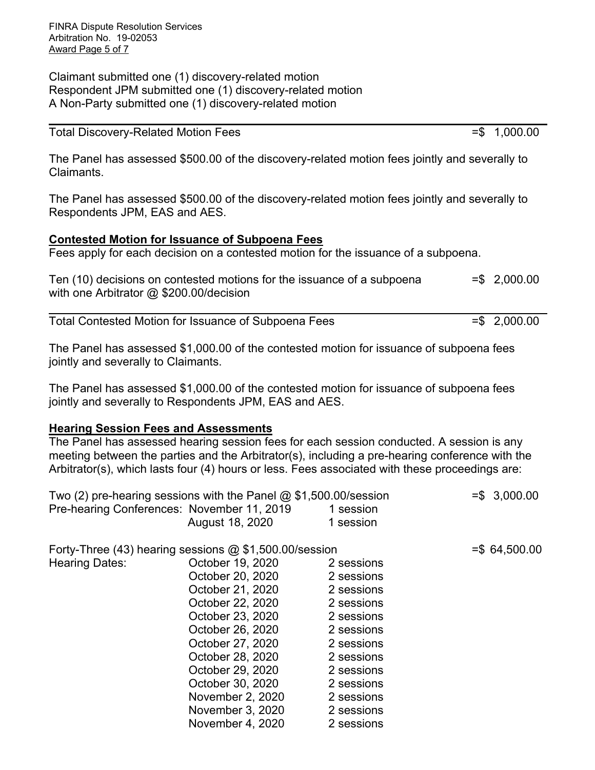Claimant submitted one (1) discovery-related motion
Respondent JPM submitted one (1) discovery-related motion
A Non-Party submitted one (1) discovery-related motion

| Total Discovery-Related Motion Fees | =$ 1,000.00 |
|---|---|

The Panel has assessed $500.00 of the discovery-related motion fees jointly and severally to Claimants.

The Panel has assessed $500.00 of the discovery-related motion fees jointly and severally to Respondents JPM, EAS and AES.

**Contested Motion for Issuance of Subpoena Fees**

Fees apply for each decision on a contested motion for the issuance of a subpoena.

| Ten (10) decisions on contested motions for the issuance of a subpoena with one Arbitrator @ $200.00/decision | =$ 2,000.00 |
|---|---|
| **Total Contested Motion for Issuance of Subpoena Fees** | **=$ 2,000.00** |

The Panel has assessed $1,000.00 of the contested motion for issuance of subpoena fees jointly and severally to Claimants.

The Panel has assessed $1,000.00 of the contested motion for issuance of subpoena fees jointly and severally to Respondents JPM, EAS and AES.

**Hearing Session Fees and Assessments**

The Panel has assessed hearing session fees for each session conducted. A session is any meeting between the parties and the Arbitrator(s), including a pre-hearing conference with the Arbitrator(s), which lasts four (4) hours or less. Fees associated with these proceedings are:

| Two (2) pre-hearing sessions with the Panel @ $1,500.00/session | | | =$ 3,000.00 |
|---|---|---|---|
| Pre-hearing Conferences: | November 11, 2019 | 1 session | |
| | August 18, 2020 | 1 session | |

| Forty-Three (43) hearing sessions @ $1,500.00/session | | | =$ 64,500.00 |
|---|---|---|---|
| Hearing Dates: | October 19, 2020 | 2 sessions | |
| | October 20, 2020 | 2 sessions | |
| | October 21, 2020 | 2 sessions | |
| | October 22, 2020 | 2 sessions | |
| | October 23, 2020 | 2 sessions | |
| | October 26, 2020 | 2 sessions | |
| | October 27, 2020 | 2 sessions | |
| | October 28, 2020 | 2 sessions | |
| | October 29, 2020 | 2 sessions | |
| | October 30, 2020 | 2 sessions | |
| | November 2, 2020 | 2 sessions | |
| | November 3, 2020 | 2 sessions | |
| | November 4, 2020 | 2 sessions | |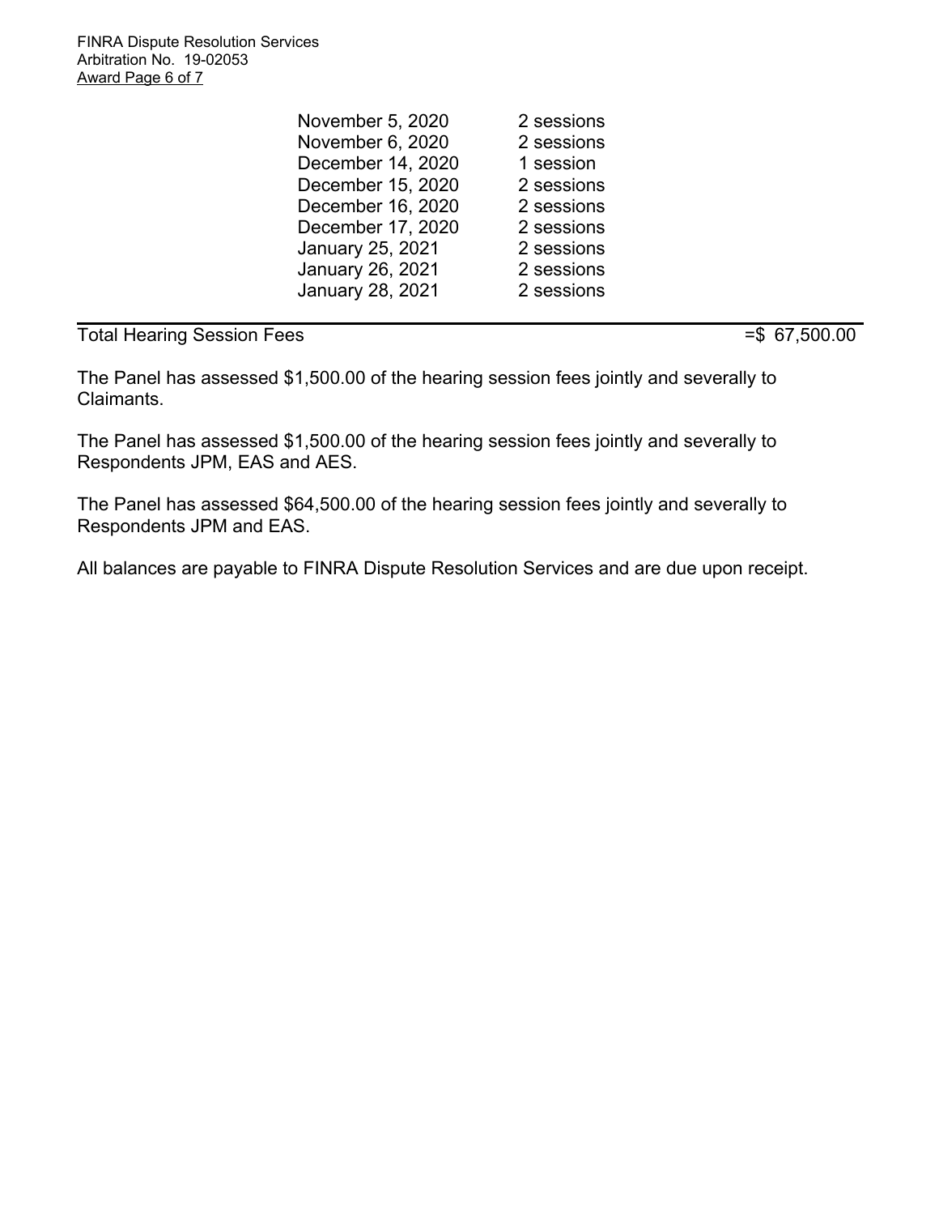| | |
|---|---|
| November 5, 2020 | 2 sessions |
| November 6, 2020 | 2 sessions |
| December 14, 2020 | 1 session |
| December 15, 2020 | 2 sessions |
| December 16, 2020 | 2 sessions |
| December 17, 2020 | 2 sessions |
| January 25, 2021 | 2 sessions |
| January 26, 2021 | 2 sessions |
| January 28, 2021 | 2 sessions |

Total Hearing Session Fees =$ 67,500.00

The Panel has assessed $1,500.00 of the hearing session fees jointly and severally to Claimants.

The Panel has assessed $1,500.00 of the hearing session fees jointly and severally to Respondents JPM, EAS and AES.

The Panel has assessed $64,500.00 of the hearing session fees jointly and severally to Respondents JPM and EAS.

All balances are payable to FINRA Dispute Resolution Services and are due upon receipt.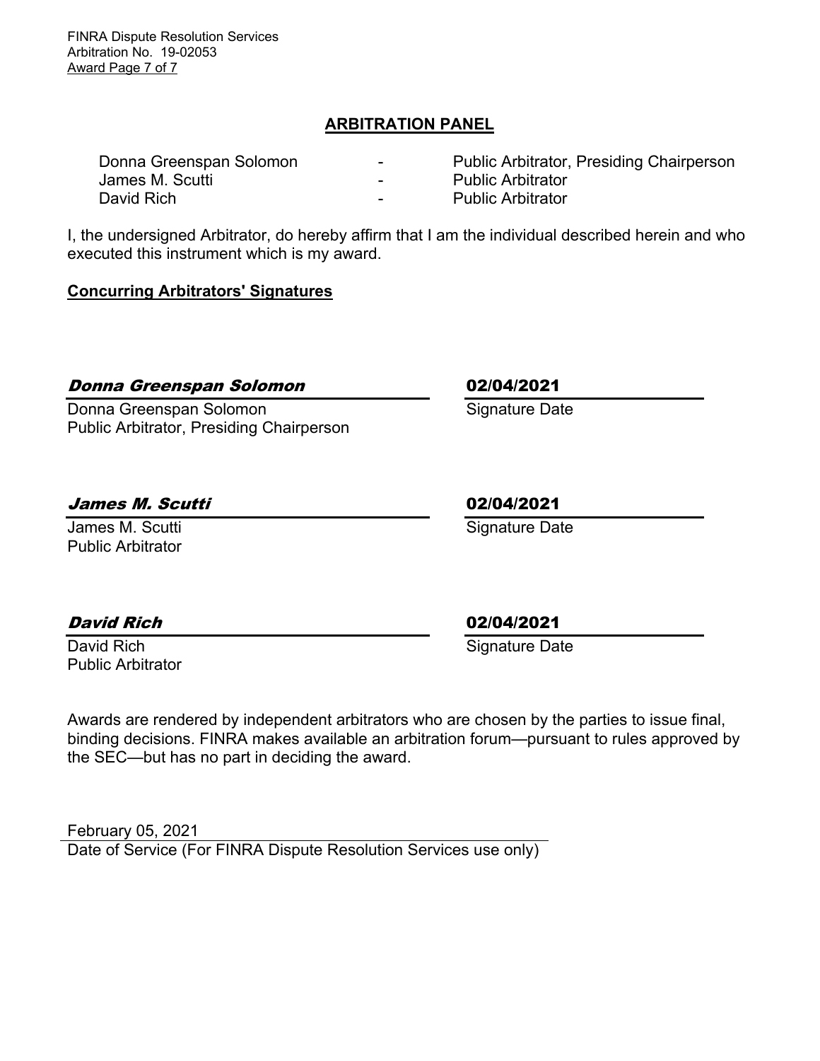## ARBITRATION PANEL

| | | |
|---|---|---|
| Donna Greenspan Solomon | - | Public Arbitrator, Presiding Chairperson |
| James M. Scutti | - | Public Arbitrator |
| David Rich | - | Public Arbitrator |

I, the undersigned Arbitrator, do hereby affirm that I am the individual described herein and who executed this instrument which is my award.

**Concurring Arbitrators' Signatures**

| | |
|---|---|
| *Donna Greenspan Solomon* | **02/04/2021** |
| Donna Greenspan Solomon<br>Public Arbitrator, Presiding Chairperson | Signature Date |
| *James M. Scutti* | **02/04/2021** |
| James M. Scutti<br>Public Arbitrator | Signature Date |
| *David Rich* | **02/04/2021** |
| David Rich<br>Public Arbitrator | Signature Date |

Awards are rendered by independent arbitrators who are chosen by the parties to issue final, binding decisions. FINRA makes available an arbitration forum—pursuant to rules approved by the SEC—but has no part in deciding the award.

February 05, 2021

Date of Service (For FINRA Dispute Resolution Services use only)